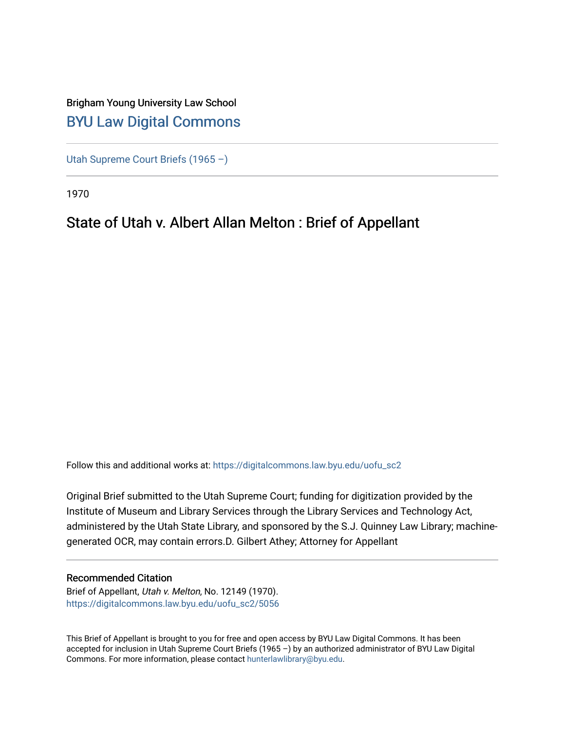Brigham Young University Law School

## BYU Law Digital Commons

Utah Supreme Court Briefs (1965 –)

1970

# State of Utah v. Albert Allan Melton : Brief of Appellant

Follow this and additional works at: https://digitalcommons.law.byu.edu/uofu_sc2

Original Brief submitted to the Utah Supreme Court; funding for digitization provided by the Institute of Museum and Library Services through the Library Services and Technology Act, administered by the Utah State Library, and sponsored by the S.J. Quinney Law Library; machine-generated OCR, may contain errors.D. Gilbert Athey; Attorney for Appellant

### Recommended Citation

Brief of Appellant, *Utah v. Melton*, No. 12149 (1970).
https://digitalcommons.law.byu.edu/uofu_sc2/5056

This Brief of Appellant is brought to you for free and open access by BYU Law Digital Commons. It has been accepted for inclusion in Utah Supreme Court Briefs (1965 –) by an authorized administrator of BYU Law Digital Commons. For more information, please contact hunterlawlibrary@byu.edu.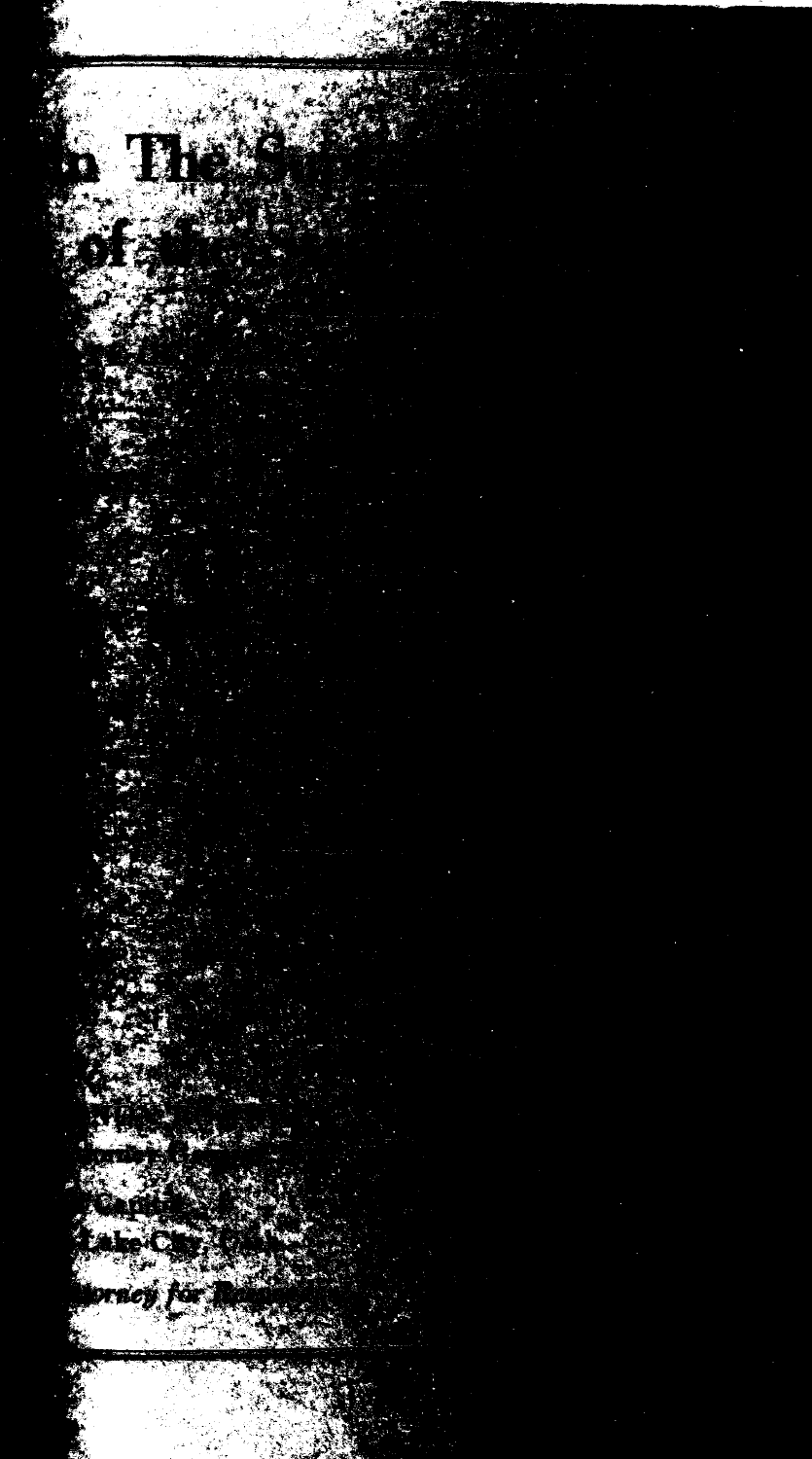# n The S

# of

Capit

Lake City,

*orney for Re*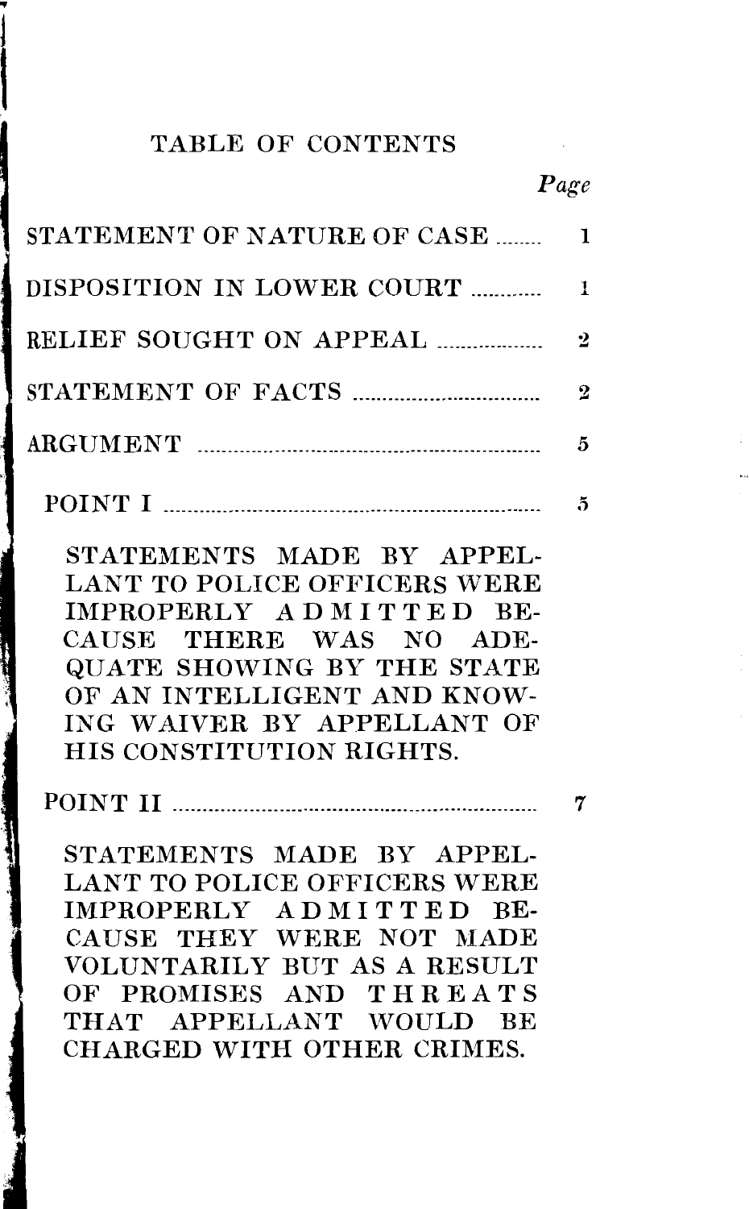# TABLE OF CONTENTS

| | Page |
|---|---|
| STATEMENT OF NATURE OF CASE | 1 |
| DISPOSITION IN LOWER COURT | 1 |
| RELIEF SOUGHT ON APPEAL | 2 |
| STATEMENT OF FACTS | 2 |
| ARGUMENT | 5 |
| POINT I | 5 |
| STATEMENTS MADE BY APPELLANT TO POLICE OFFICERS WERE IMPROPERLY ADMITTED BECAUSE THERE WAS NO ADEQUATE SHOWING BY THE STATE OF AN INTELLIGENT AND KNOWING WAIVER BY APPELLANT OF HIS CONSTITUTION RIGHTS. | |
| POINT II | 7 |
| STATEMENTS MADE BY APPELLANT TO POLICE OFFICERS WERE IMPROPERLY ADMITTED BECAUSE THEY WERE NOT MADE VOLUNTARILY BUT AS A RESULT OF PROMISES AND THREATS THAT APPELLANT WOULD BE CHARGED WITH OTHER CRIMES. | |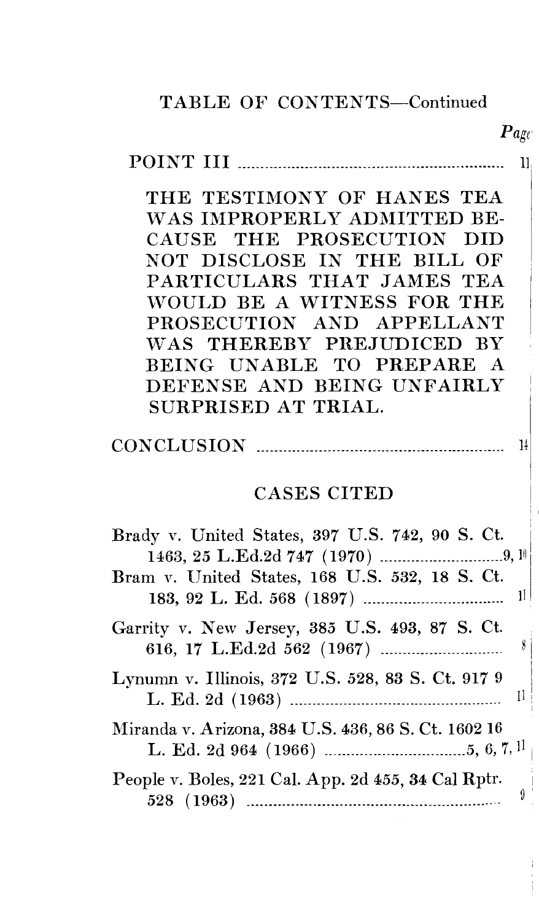TABLE OF CONTENTS—Continued

*Page*

POINT III ........................................................... 11

THE TESTIMONY OF HANES TEA WAS IMPROPERLY ADMITTED BECAUSE THE PROSECUTION DID NOT DISCLOSE IN THE BILL OF PARTICULARS THAT JAMES TEA WOULD BE A WITNESS FOR THE PROSECUTION AND APPELLANT WAS THEREBY PREJUDICED BY BEING UNABLE TO PREPARE A DEFENSE AND BEING UNFAIRLY SURPRISED AT TRIAL.

CONCLUSION ........................................................... 14

## CASES CITED

Brady v. United States, 397 U.S. 742, 90 S. Ct. 1463, 25 L.Ed.2d 747 (1970) ........................... 9, 10

Bram v. United States, 168 U.S. 532, 18 S. Ct. 183, 92 L. Ed. 568 (1897) ........................... 11

Garrity v. New Jersey, 385 U.S. 493, 87 S. Ct. 616, 17 L.Ed.2d 562 (1967) ........................... 8

Lynumn v. Illinois, 372 U.S. 528, 83 S. Ct. 917 9 L. Ed. 2d (1963) ........................... 11

Miranda v. Arizona, 384 U.S. 436, 86 S. Ct. 1602 16 L. Ed. 2d 964 (1966) ........................... 5, 6, 7, 11

People v. Boles, 221 Cal. App. 2d 455, 34 Cal Rptr. 528 (1963) ........................... 9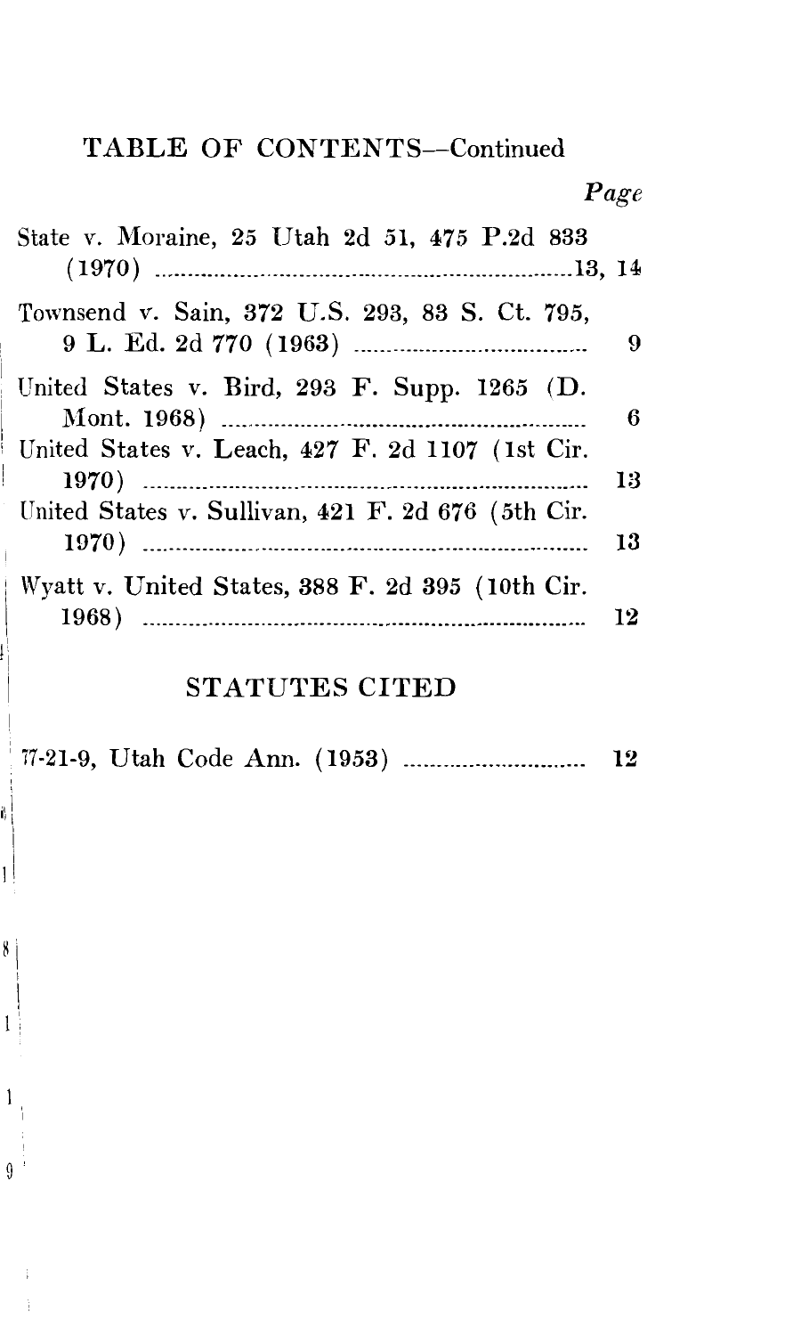## TABLE OF CONTENTS—Continued

*Page*

State v. Moraine, 25 Utah 2d 51, 475 P.2d 833 (1970) ....................13, 14

Townsend v. Sain, 372 U.S. 293, 83 S. Ct. 795, 9 L. Ed. 2d 770 (1963) .................... 9

United States v. Bird, 293 F. Supp. 1265 (D. Mont. 1968) .................... 6

United States v. Leach, 427 F. 2d 1107 (1st Cir. 1970) .................... 13

United States v. Sullivan, 421 F. 2d 676 (5th Cir. 1970) .................... 13

Wyatt v. United States, 388 F. 2d 395 (10th Cir. 1968) .................... 12

## STATUTES CITED

77-21-9, Utah Code Ann. (1953) .................... 12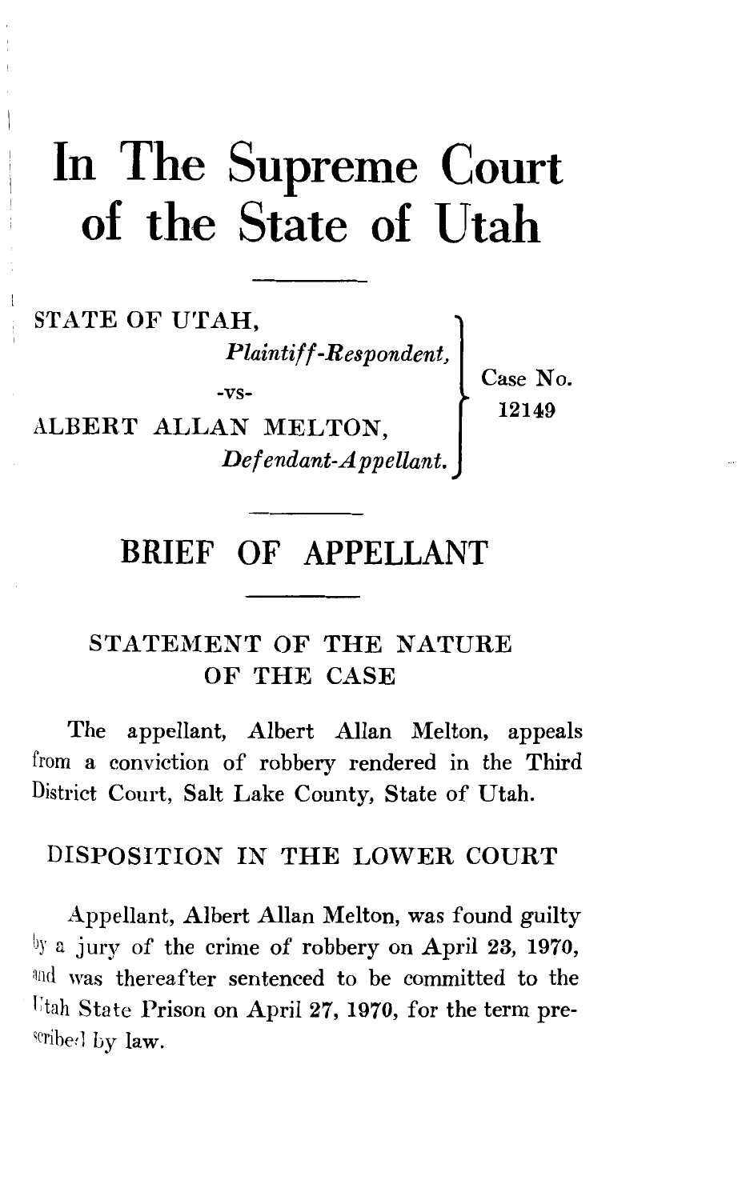# In The Supreme Court of the State of Utah

STATE OF UTAH,
*Plaintiff-Respondent,*

-vs-

ALBERT ALLAN MELTON,
*Defendant-Appellant.*

Case No. 12149

## BRIEF OF APPELLANT

### STATEMENT OF THE NATURE OF THE CASE

The appellant, Albert Allan Melton, appeals from a conviction of robbery rendered in the Third District Court, Salt Lake County, State of Utah.

### DISPOSITION IN THE LOWER COURT

Appellant, Albert Allan Melton, was found guilty by a jury of the crime of robbery on April 23, 1970, and was thereafter sentenced to be committed to the Utah State Prison on April 27, 1970, for the term prescribed by law.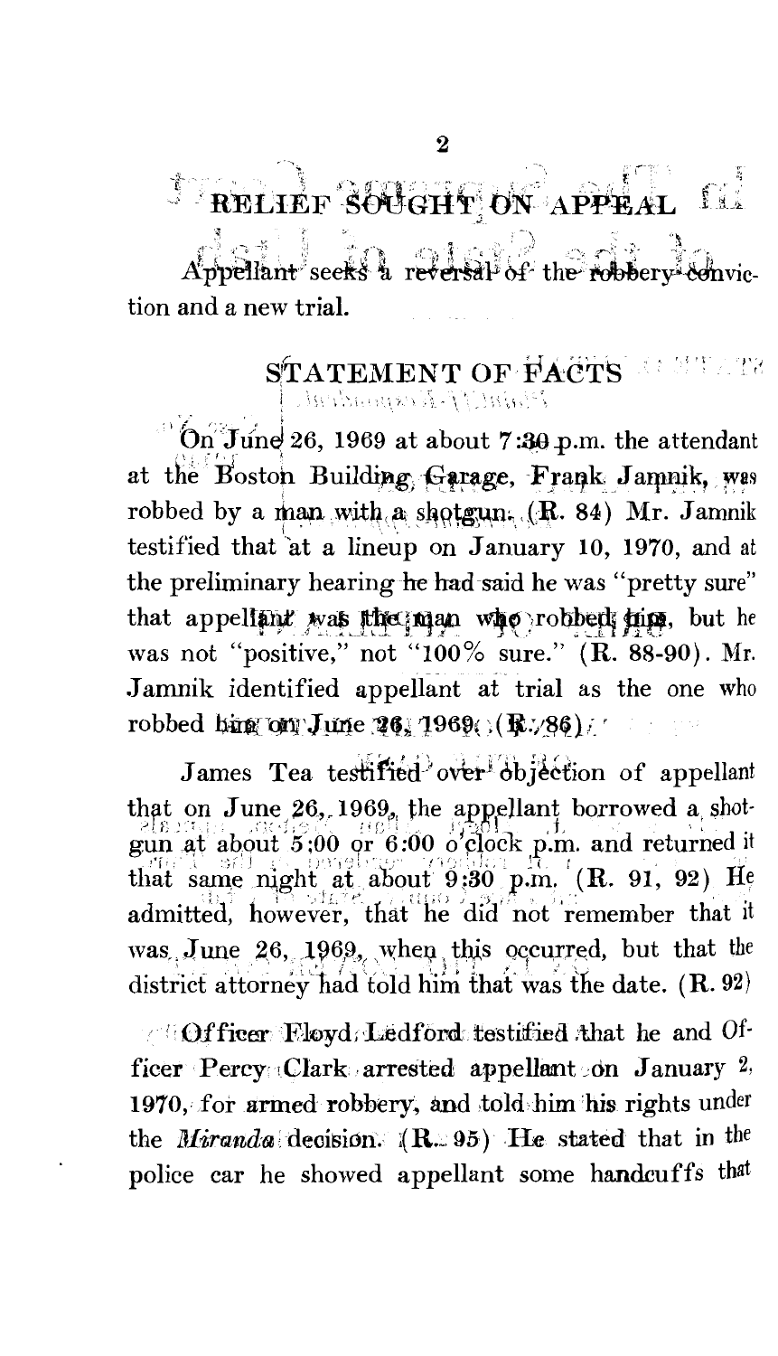## RELIEF SOUGHT ON APPEAL

Appellant seeks a reversal of the robbery conviction and a new trial.

## STATEMENT OF FACTS

On June 26, 1969 at about 7:30 p.m. the attendant at the Boston Building Garage, Frank Jamnik, was robbed by a man with a shotgun. (R. 84) Mr. Jamnik testified that at a lineup on January 10, 1970, and at the preliminary hearing he had said he was "pretty sure" that appellant was the man who robbed him, but he was not "positive," not "100% sure." (R. 88-90). Mr. Jamnik identified appellant at trial as the one who robbed him on June 26, 1969. (R. 86)

James Tea testified over objection of appellant that on June 26, 1969, the appellant borrowed a shotgun at about 5:00 or 6:00 o'clock p.m. and returned it that same night at about 9:30 p.m. (R. 91, 92) He admitted, however, that he did not remember that it was June 26, 1969, when this occurred, but that the district attorney had told him that was the date. (R. 92)

Officer Floyd Ledford testified that he and Officer Percy Clark arrested appellant on January 2, 1970, for armed robbery, and told him his rights under the *Miranda* decision. (R. 95) He stated that in the police car he showed appellant some handcuffs that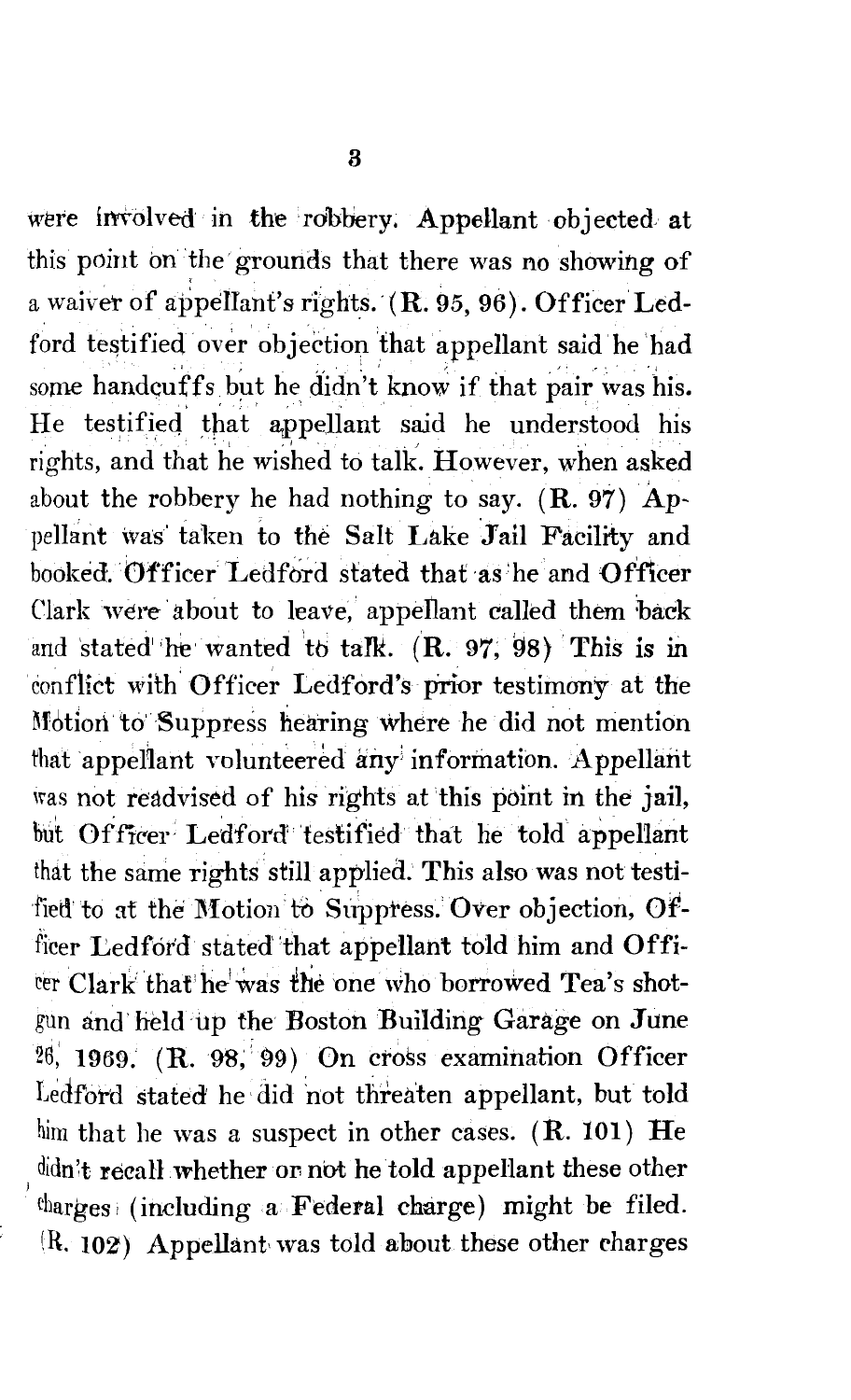were involved in the robbery. Appellant objected at this point on the grounds that there was no showing of a waiver of appellant's rights. (R. 95, 96). Officer Ledford testified over objection that appellant said he had some handcuffs but he didn't know if that pair was his. He testified that appellant said he understood his rights, and that he wished to talk. However, when asked about the robbery he had nothing to say. (R. 97) Appellant was taken to the Salt Lake Jail Facility and booked. Officer Ledford stated that as he and Officer Clark were about to leave, appellant called them back and stated he wanted to talk. (R. 97, 98) This is in conflict with Officer Ledford's prior testimony at the Motion to Suppress hearing where he did not mention that appellant volunteered any information. Appellant was not readvised of his rights at this point in the jail, but Officer Ledford testified that he told appellant that the same rights still applied. This also was not testified to at the Motion to Suppress. Over objection, Officer Ledford stated that appellant told him and Officer Clark that he was the one who borrowed Tea's shotgun and held up the Boston Building Garage on June 26, 1969. (R. 98, 99) On cross examination Officer Ledford stated he did not threaten appellant, but told him that he was a suspect in other cases. (R. 101) He didn't recall whether or not he told appellant these other charges (including a Federal charge) might be filed. (R. 102) Appellant was told about these other charges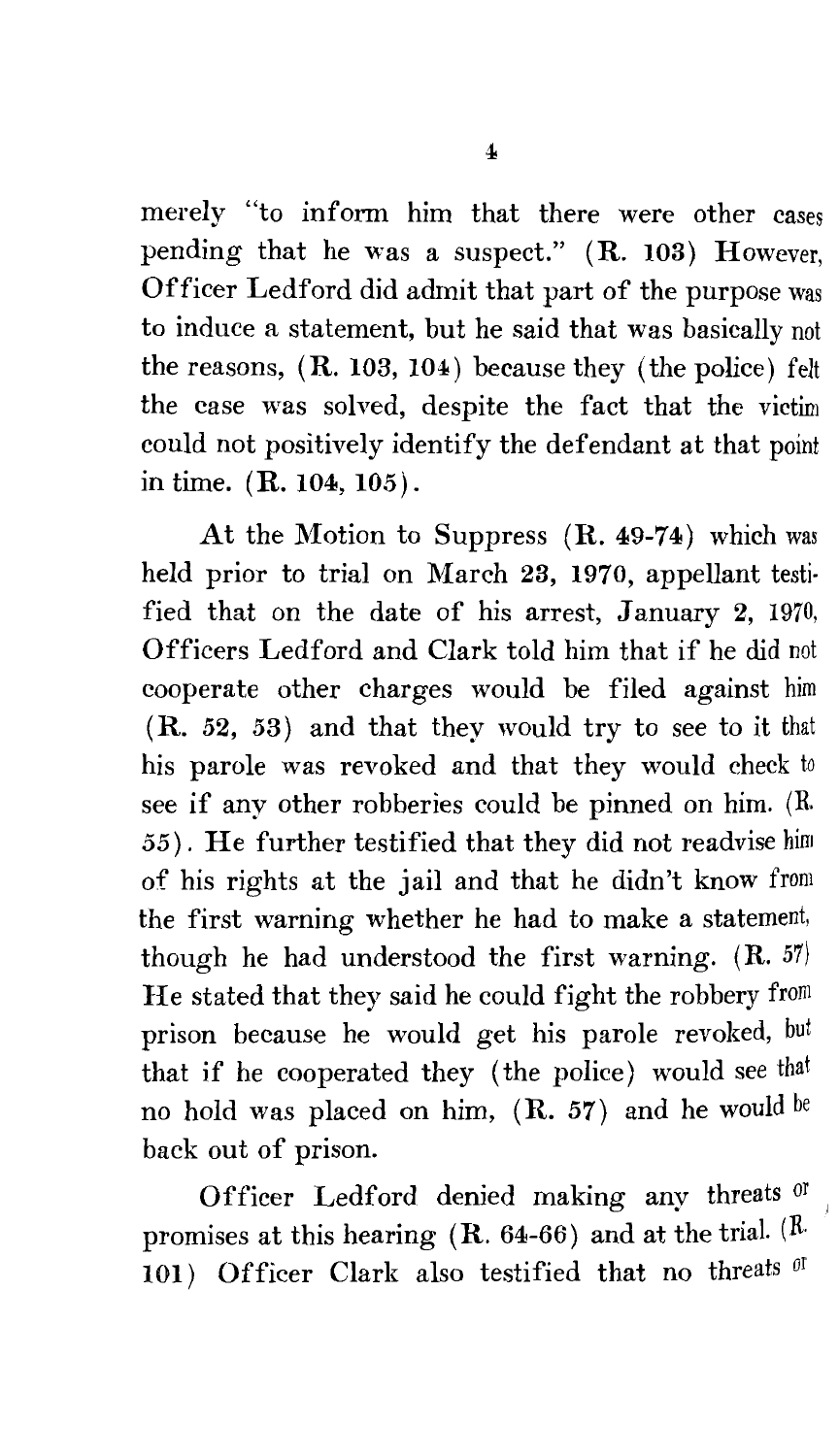merely "to inform him that there were other cases pending that he was a suspect." (R. 103) However, Officer Ledford did admit that part of the purpose was to induce a statement, but he said that was basically not the reasons, (R. 103, 104) because they (the police) felt the case was solved, despite the fact that the victim could not positively identify the defendant at that point in time. (R. 104, 105).

At the Motion to Suppress (R. 49-74) which was held prior to trial on March 23, 1970, appellant testified that on the date of his arrest, January 2, 1970, Officers Ledford and Clark told him that if he did not cooperate other charges would be filed against him (R. 52, 53) and that they would try to see to it that his parole was revoked and that they would check to see if any other robberies could be pinned on him. (R. 55). He further testified that they did not readvise him of his rights at the jail and that he didn't know from the first warning whether he had to make a statement, though he had understood the first warning. (R. 57) He stated that they said he could fight the robbery from prison because he would get his parole revoked, but that if he cooperated they (the police) would see that no hold was placed on him, (R. 57) and he would be back out of prison.

Officer Ledford denied making any threats or promises at this hearing (R. 64-66) and at the trial. (R. 101) Officer Clark also testified that no threats or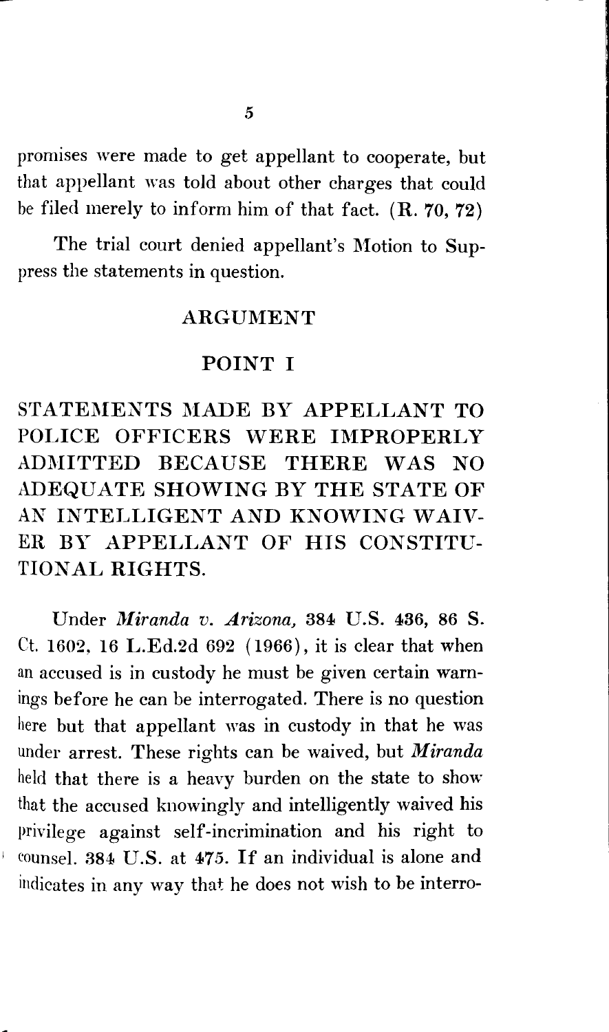promises were made to get appellant to cooperate, but that appellant was told about other charges that could be filed merely to inform him of that fact. (R. 70, 72)

The trial court denied appellant's Motion to Suppress the statements in question.

## ARGUMENT

### POINT I

### STATEMENTS MADE BY APPELLANT TO POLICE OFFICERS WERE IMPROPERLY ADMITTED BECAUSE THERE WAS NO ADEQUATE SHOWING BY THE STATE OF AN INTELLIGENT AND KNOWING WAIVER BY APPELLANT OF HIS CONSTITUTIONAL RIGHTS.

Under *Miranda v. Arizona,* 384 U.S. 436, 86 S. Ct. 1602, 16 L.Ed.2d 692 (1966), it is clear that when an accused is in custody he must be given certain warnings before he can be interrogated. There is no question here but that appellant was in custody in that he was under arrest. These rights can be waived, but *Miranda* held that there is a heavy burden on the state to show that the accused knowingly and intelligently waived his privilege against self-incrimination and his right to counsel. 384 U.S. at 475. If an individual is alone and indicates in any way that he does not wish to be interro-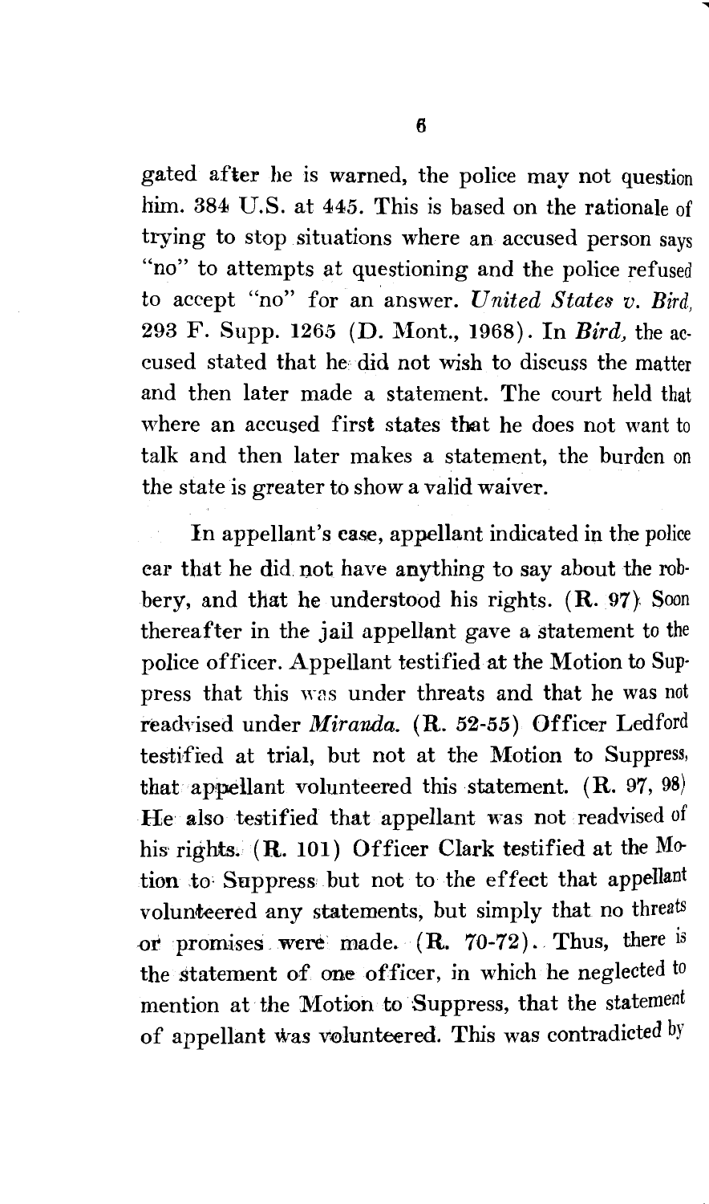gated after he is warned, the police may not question him. 384 U.S. at 445. This is based on the rationale of trying to stop situations where an accused person says "no" to attempts at questioning and the police refused to accept "no" for an answer. *United States v. Bird*, 293 F. Supp. 1265 (D. Mont., 1968). In *Bird*, the accused stated that he did not wish to discuss the matter and then later made a statement. The court held that where an accused first states that he does not want to talk and then later makes a statement, the burden on the state is greater to show a valid waiver.

In appellant's case, appellant indicated in the police car that he did not have anything to say about the robbery, and that he understood his rights. (R. 97) Soon thereafter in the jail appellant gave a statement to the police officer. Appellant testified at the Motion to Suppress that this was under threats and that he was not readvised under *Miranda*. (R. 52-55) Officer Ledford testified at trial, but not at the Motion to Suppress, that appellant volunteered this statement. (R. 97, 98) He also testified that appellant was not readvised of his rights. (R. 101) Officer Clark testified at the Motion to Suppress but not to the effect that appellant volunteered any statements, but simply that no threats or promises were made. (R. 70-72). Thus, there is the statement of one officer, in which he neglected to mention at the Motion to Suppress, that the statement of appellant was volunteered. This was contradicted by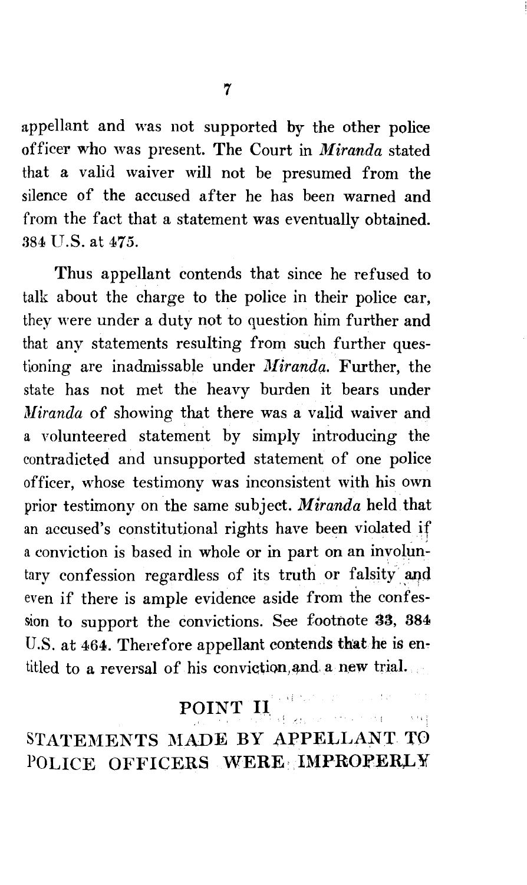appellant and was not supported by the other police officer who was present. The Court in *Miranda* stated that a valid waiver will not be presumed from the silence of the accused after he has been warned and from the fact that a statement was eventually obtained. 384 U.S. at 475.

Thus appellant contends that since he refused to talk about the charge to the police in their police car, they were under a duty not to question him further and that any statements resulting from such further questioning are inadmissable under *Miranda*. Further, the state has not met the heavy burden it bears under *Miranda* of showing that there was a valid waiver and a volunteered statement by simply introducing the contradicted and unsupported statement of one police officer, whose testimony was inconsistent with his own prior testimony on the same subject. *Miranda* held that an accused's constitutional rights have been violated if a conviction is based in whole or in part on an involuntary confession regardless of its truth or falsity and even if there is ample evidence aside from the confession to support the convictions. See footnote **33**, 384 U.S. at 464. Therefore appellant contends that he is entitled to a reversal of his conviction and a new trial.

## POINT II

## STATEMENTS MADE BY APPELLANT TO POLICE OFFICERS WERE IMPROPERLY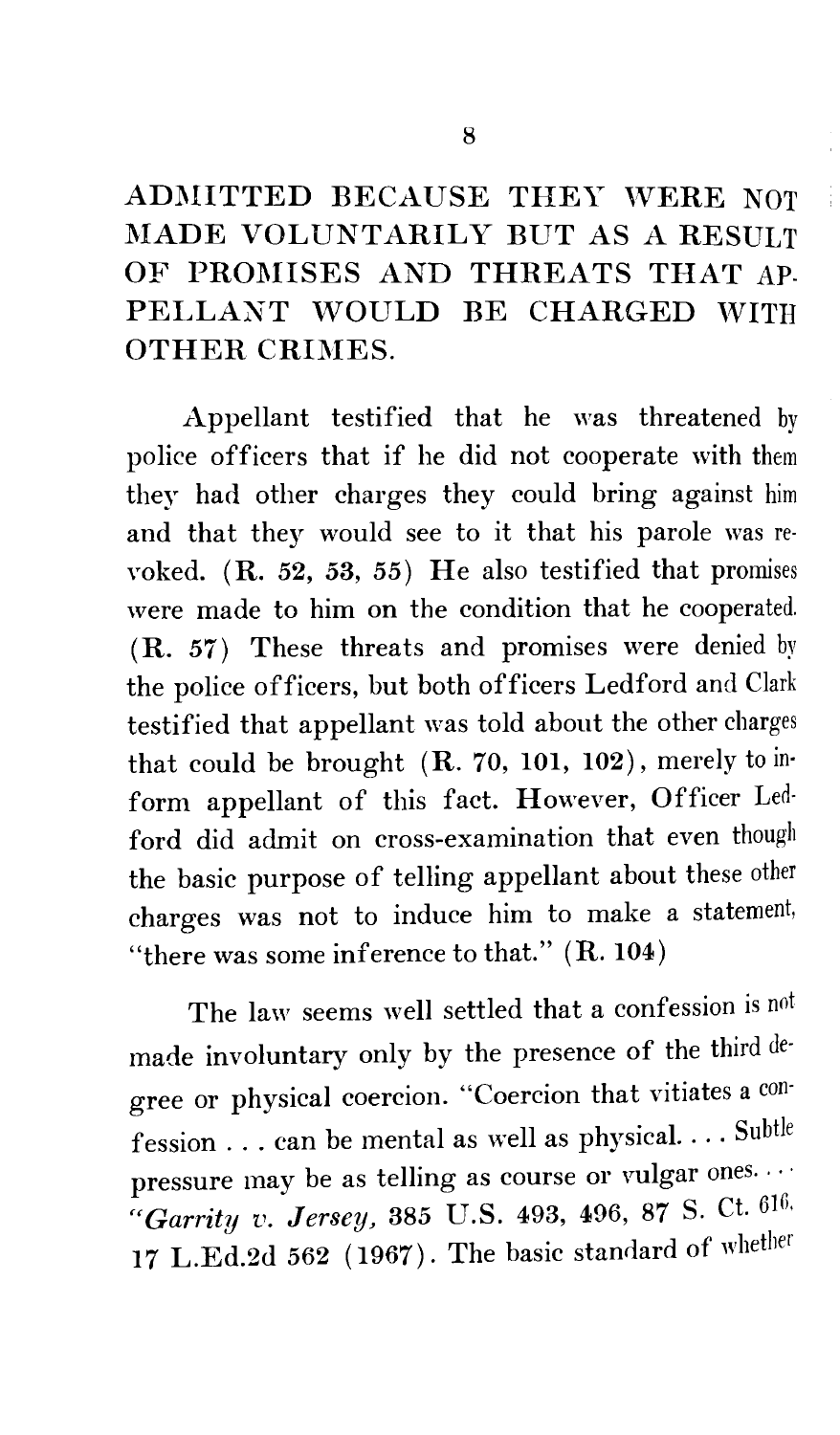ADMITTED BECAUSE THEY WERE NOT MADE VOLUNTARILY BUT AS A RESULT OF PROMISES AND THREATS THAT APPELLANT WOULD BE CHARGED WITH OTHER CRIMES.

Appellant testified that he was threatened by police officers that if he did not cooperate with them they had other charges they could bring against him and that they would see to it that his parole was revoked. (R. 52, 53, 55) He also testified that promises were made to him on the condition that he cooperated. (R. 57) These threats and promises were denied by the police officers, but both officers Ledford and Clark testified that appellant was told about the other charges that could be brought (R. 70, 101, 102), merely to inform appellant of this fact. However, Officer Ledford did admit on cross-examination that even though the basic purpose of telling appellant about these other charges was not to induce him to make a statement, "there was some inference to that." (R. 104)

The law seems well settled that a confession is not made involuntary only by the presence of the third degree or physical coercion. "Coercion that vitiates a confession . . . can be mental as well as physical. . . . Subtle pressure may be as telling as course or vulgar ones. . . ." *Garrity v. Jersey,* 385 U.S. 493, 496, 87 S. Ct. 616, 17 L.Ed.2d 562 (1967). The basic standard of whether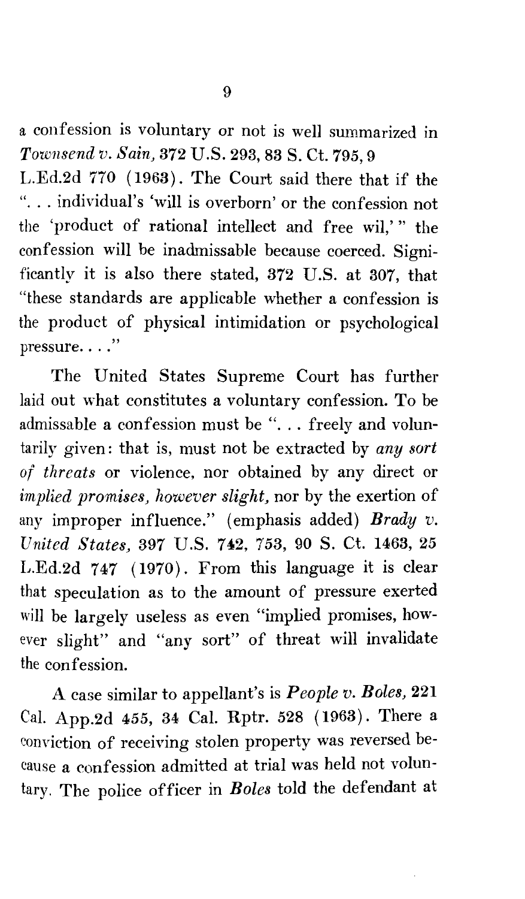a confession is voluntary or not is well summarized in *Townsend v. Sain*, 372 U.S. 293, 83 S. Ct. 795, 9 L.Ed.2d 770 (1963). The Court said there that if the ". . . individual's 'will is overborn' or the confession not the 'product of rational intellect and free wil,' " the confession will be inadmissable because coerced. Significantly it is also there stated, 372 U.S. at 307, that "these standards are applicable whether a confession is the product of physical intimidation or psychological pressure. . . ."

The United States Supreme Court has further laid out what constitutes a voluntary confession. To be admissable a confession must be ". . . freely and voluntarily given: that is, must not be extracted by *any sort of threats* or violence, nor obtained by any direct or *implied promises, however slight,* nor by the exertion of any improper influence." (emphasis added) ***Brady v. United States,*** 397 U.S. 742, 753, 90 S. Ct. 1463, 25 L.Ed.2d 747 (1970). From this language it is clear that speculation as to the amount of pressure exerted will be largely useless as even "implied promises, however slight" and "any sort" of threat will invalidate the confession.

A case similar to appellant's is ***People v. Boles,*** 221 Cal. App.2d 455, 34 Cal. Rptr. 528 (1963). There a conviction of receiving stolen property was reversed because a confession admitted at trial was held not voluntary. The police officer in ***Boles*** told the defendant at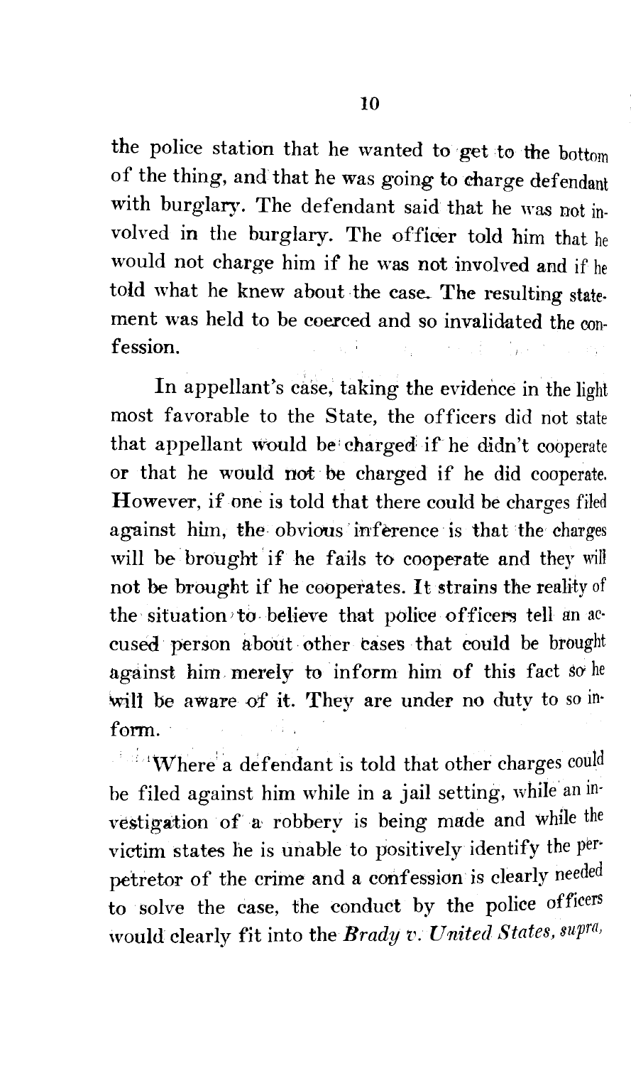the police station that he wanted to get to the bottom of the thing, and that he was going to charge defendant with burglary. The defendant said that he was not involved in the burglary. The officer told him that he would not charge him if he was not involved and if he told what he knew about the case. The resulting statement was held to be coerced and so invalidated the confession.

In appellant's case, taking the evidence in the light most favorable to the State, the officers did not state that appellant would be charged if he didn't cooperate or that he would not be charged if he did cooperate. However, if one is told that there could be charges filed against him, the obvious inference is that the charges will be brought if he fails to cooperate and they will not be brought if he cooperates. It strains the reality of the situation to believe that police officers tell an accused person about other cases that could be brought against him merely to inform him of this fact so he will be aware of it. They are under no duty to so inform.

Where a defendant is told that other charges could be filed against him while in a jail setting, while an investigation of a robbery is being made and while the victim states he is unable to positively identify the perpetretor of the crime and a confession is clearly needed to solve the case, the conduct by the police officers would clearly fit into the ***Brady v. United States, supra,***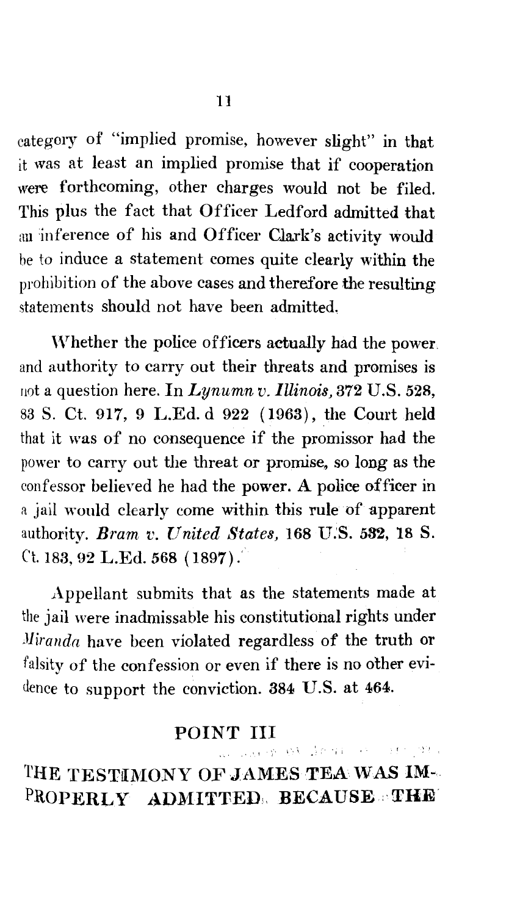category of "implied promise, however slight" in that it was at least an implied promise that if cooperation were forthcoming, other charges would not be filed. This plus the fact that Officer Ledford admitted that an inference of his and Officer Clark's activity would be to induce a statement comes quite clearly within the prohibition of the above cases and therefore the resulting statements should not have been admitted.

Whether the police officers actually had the power and authority to carry out their threats and promises is not a question here. In *Lynumn v. Illinois,* 372 U.S. 528, 83 S. Ct. 917, 9 L.Ed. d 922 (1963), the Court held that it was of no consequence if the promissor had the power to carry out the threat or promise, so long as the confessor believed he had the power. A police officer in a jail would clearly come within this rule of apparent authority. *Bram v. United States,* 168 U.S. 532, 18 S. Ct. 183, 92 L.Ed. 568 (1897).

Appellant submits that as the statements made at the jail were inadmissable his constitutional rights under *Miranda* have been violated regardless of the truth or falsity of the confession or even if there is no other evidence to support the conviction. 384 U.S. at 464.

## POINT III

## THE TESTIMONY OF JAMES TEA WAS IMPROPERLY ADMITTED BECAUSE THE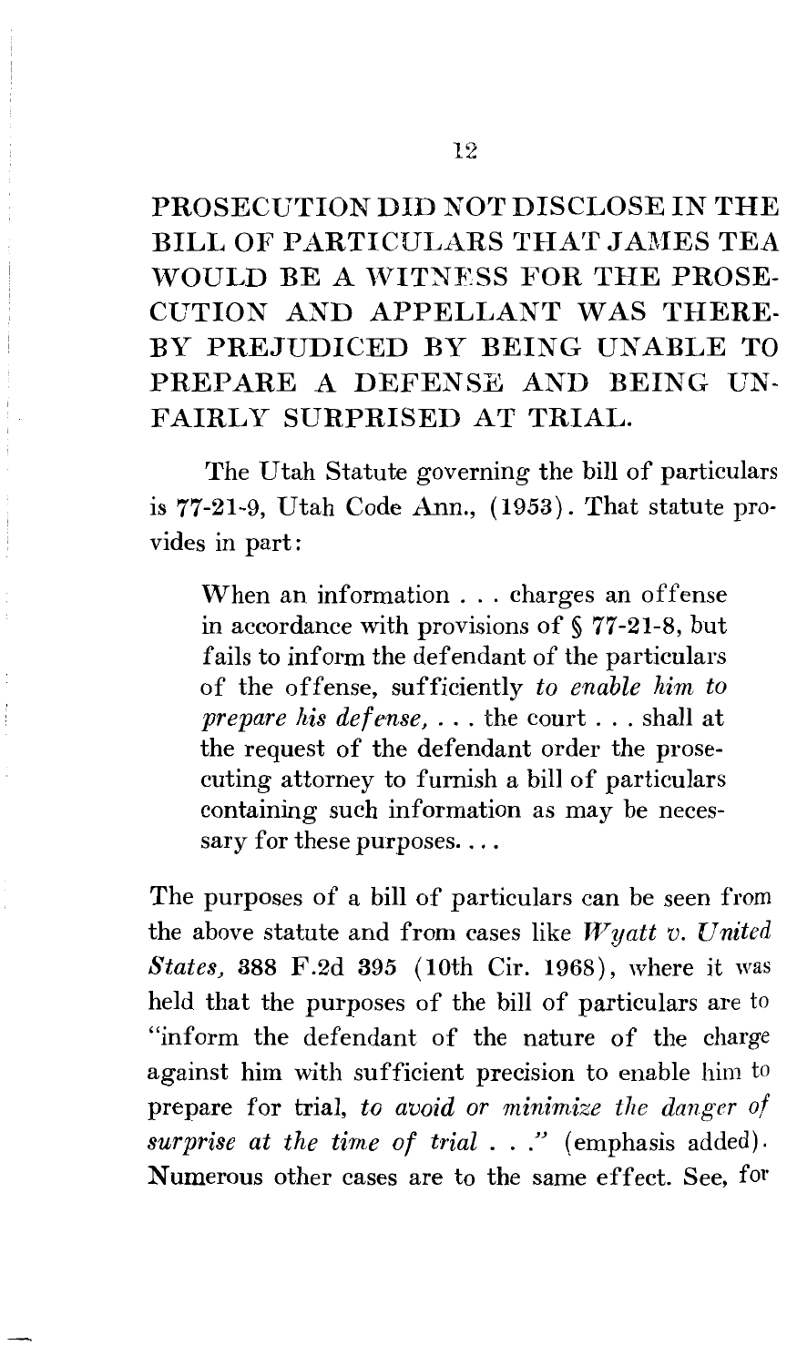PROSECUTION DID NOT DISCLOSE IN THE BILL OF PARTICULARS THAT JAMES TEA WOULD BE A WITNESS FOR THE PROSECUTION AND APPELLANT WAS THEREBY PREJUDICED BY BEING UNABLE TO PREPARE A DEFENSE AND BEING UNFAIRLY SURPRISED AT TRIAL.

The Utah Statute governing the bill of particulars is 77-21-9, Utah Code Ann., (1953). That statute provides in part:

> When an information . . . charges an offense in accordance with provisions of § 77-21-8, but fails to inform the defendant of the particulars of the offense, sufficiently *to enable him to prepare his defense,* . . . the court . . . shall at the request of the defendant order the prosecuting attorney to furnish a bill of particulars containing such information as may be necessary for these purposes. . . .

The purposes of a bill of particulars can be seen from the above statute and from cases like *Wyatt v. United States,* 388 F.2d 395 (10th Cir. 1968), where it was held that the purposes of the bill of particulars are to "inform the defendant of the nature of the charge against him with sufficient precision to enable him to prepare for trial, *to avoid or minimize the danger of surprise at the time of trial* . . ." (emphasis added). Numerous other cases are to the same effect. See, for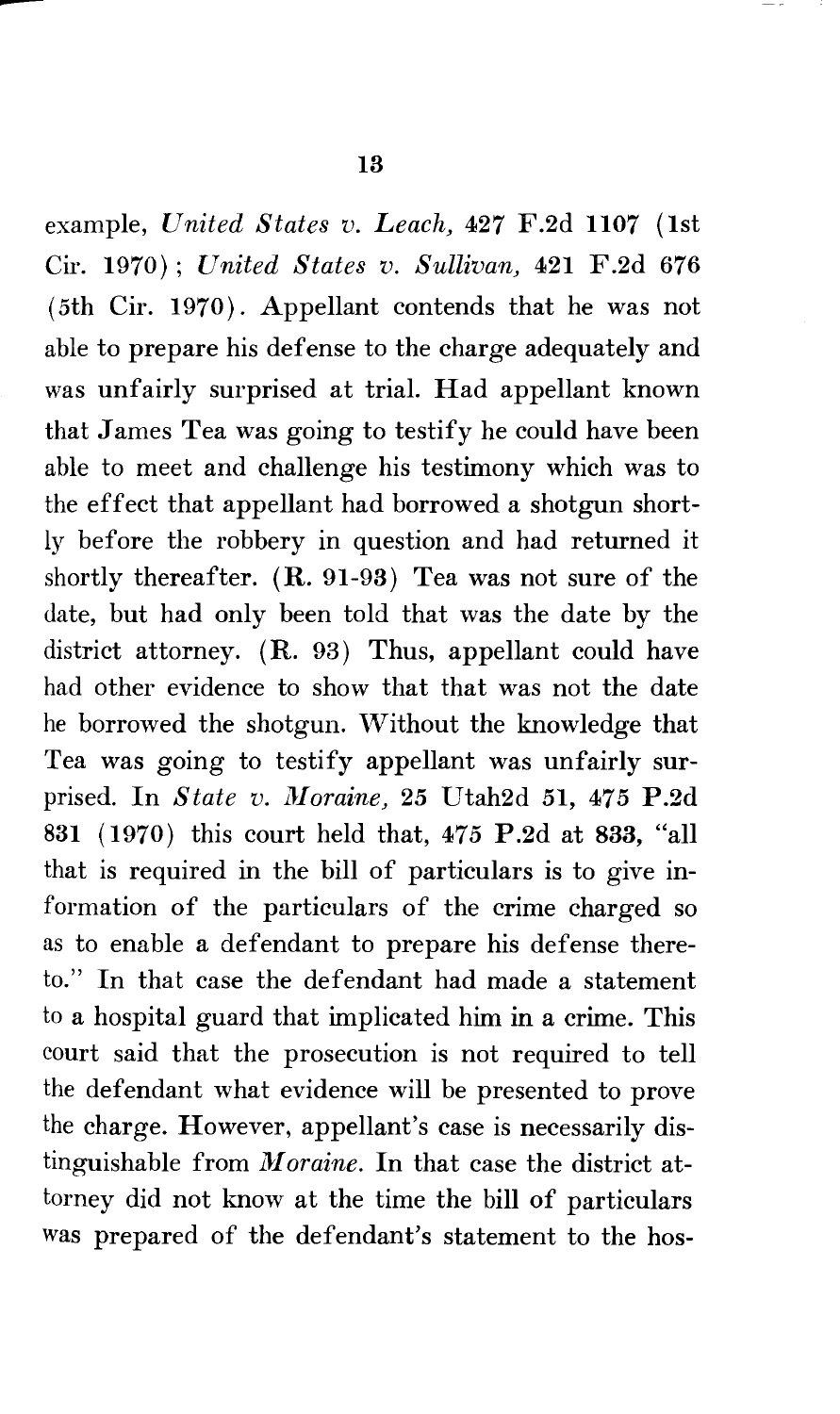example, *United States v. Leach,* 427 F.2d 1107 (1st Cir. 1970); *United States v. Sullivan,* 421 F.2d 676 (5th Cir. 1970). Appellant contends that he was not able to prepare his defense to the charge adequately and was unfairly surprised at trial. Had appellant known that James Tea was going to testify he could have been able to meet and challenge his testimony which was to the effect that appellant had borrowed a shotgun shortly before the robbery in question and had returned it shortly thereafter. (R. 91-93) Tea was not sure of the date, but had only been told that was the date by the district attorney. (R. 93) Thus, appellant could have had other evidence to show that that was not the date he borrowed the shotgun. Without the knowledge that Tea was going to testify appellant was unfairly surprised. In *State v. Moraine,* 25 Utah2d 51, 475 P.2d 831 (1970) this court held that, 475 P.2d at 833, "all that is required in the bill of particulars is to give information of the particulars of the crime charged so as to enable a defendant to prepare his defense thereto." In that case the defendant had made a statement to a hospital guard that implicated him in a crime. This court said that the prosecution is not required to tell the defendant what evidence will be presented to prove the charge. However, appellant's case is necessarily distinguishable from *Moraine.* In that case the district attorney did not know at the time the bill of particulars was prepared of the defendant's statement to the hos-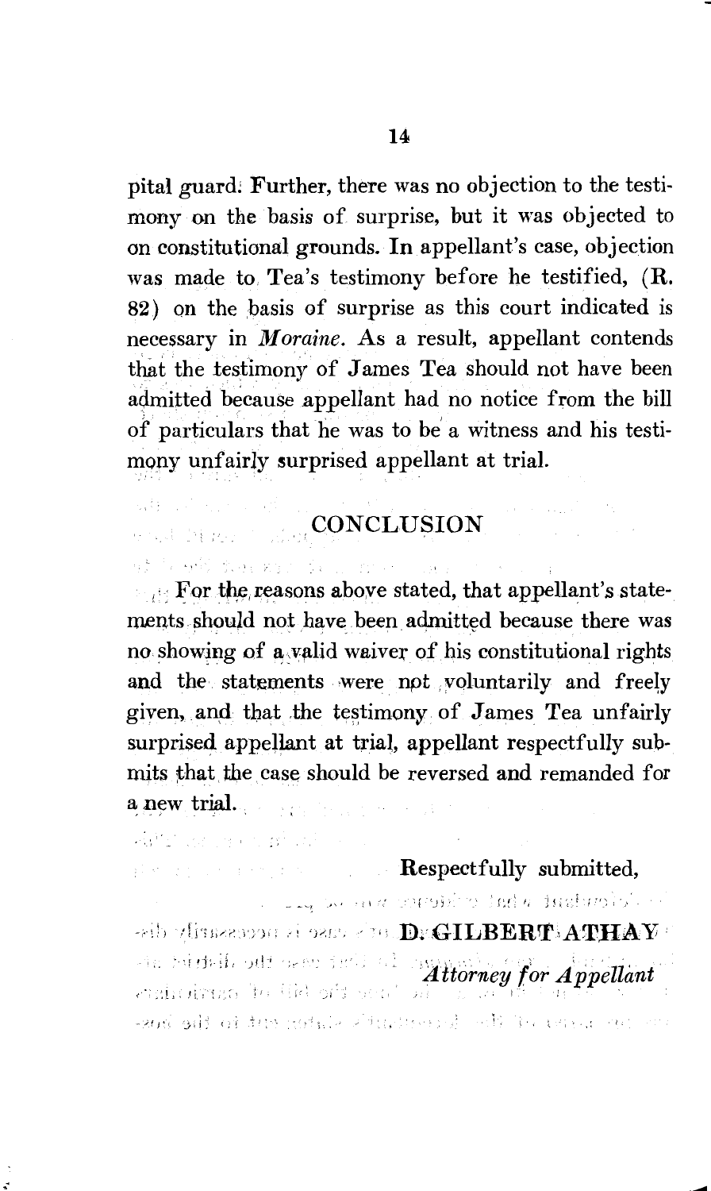pital guard. Further, there was no objection to the testimony on the basis of surprise, but it was objected to on constitutional grounds. In appellant's case, objection was made to Tea's testimony before he testified, (R. 82) on the basis of surprise as this court indicated is necessary in *Moraine*. As a result, appellant contends that the testimony of James Tea should not have been admitted because appellant had no notice from the bill of particulars that he was to be a witness and his testimony unfairly surprised appellant at trial.

## CONCLUSION

For the reasons above stated, that appellant's statements should not have been admitted because there was no showing of a valid waiver of his constitutional rights and the statements were not voluntarily and freely given, and that the testimony of James Tea unfairly surprised appellant at trial, appellant respectfully submits that the case should be reversed and remanded for a new trial.

Respectfully submitted,

**D. GILBERT ATHAY**
*Attorney for Appellant*